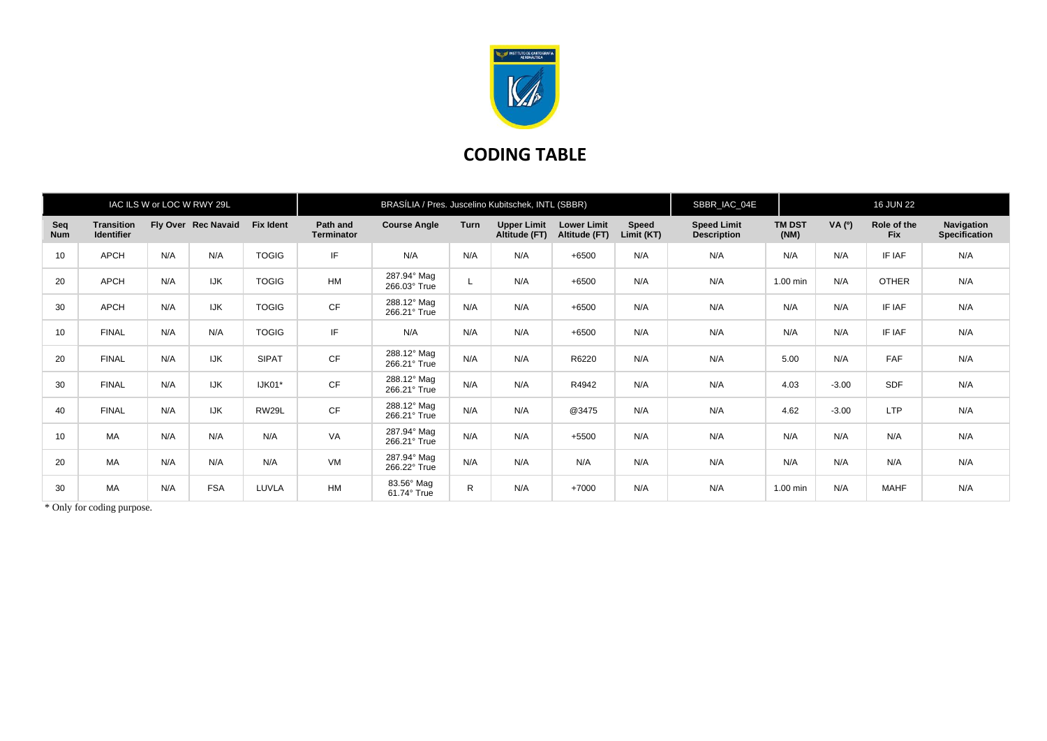# CODING TABLE

| IAC ILS W or LOC W RWY 29L | | | | | BRASÍLIA / Pres. Juscelino Kubitschek, INTL (SBBR) | | | | | SBBR_IAC_04E | 16 JUN 22 | | | |
|---|---|---|---|---|---|---|---|---|---|---|---|---|---|---|
| **Seq Num** | **Transition Identifier** | **Fly Over** | **Rec Navaid** | **Fix Ident** | **Path and Terminator** | **Course Angle** | **Turn** | **Upper Limit Altitude (FT)** | **Lower Limit Altitude (FT)** | **Speed Limit (KT)** | **Speed Limit Description** | **TM DST (NM)** | **VA (º)** | **Role of the Fix** | **Navigation Specification** |
| 10 | APCH | N/A | N/A | TOGIG | IF | N/A | N/A | N/A | +6500 | N/A | N/A | N/A | N/A | IF IAF | N/A |
| 20 | APCH | N/A | IJK | TOGIG | HM | 287.94° Mag 266.03° True | L | N/A | +6500 | N/A | N/A | 1.00 min | N/A | OTHER | N/A |
| 30 | APCH | N/A | IJK | TOGIG | CF | 288.12° Mag 266.21° True | N/A | N/A | +6500 | N/A | N/A | N/A | N/A | IF IAF | N/A |
| 10 | FINAL | N/A | N/A | TOGIG | IF | N/A | N/A | N/A | +6500 | N/A | N/A | N/A | N/A | IF IAF | N/A |
| 20 | FINAL | N/A | IJK | SIPAT | CF | 288.12° Mag 266.21° True | N/A | N/A | R6220 | N/A | N/A | 5.00 | N/A | FAF | N/A |
| 30 | FINAL | N/A | IJK | IJK01* | CF | 288.12° Mag 266.21° True | N/A | N/A | R4942 | N/A | N/A | 4.03 | -3.00 | SDF | N/A |
| 40 | FINAL | N/A | IJK | RW29L | CF | 288.12° Mag 266.21° True | N/A | N/A | @3475 | N/A | N/A | 4.62 | -3.00 | LTP | N/A |
| 10 | MA | N/A | N/A | N/A | VA | 287.94° Mag 266.21° True | N/A | N/A | +5500 | N/A | N/A | N/A | N/A | N/A | N/A |
| 20 | MA | N/A | N/A | N/A | VM | 287.94° Mag 266.22° True | N/A | N/A | N/A | N/A | N/A | N/A | N/A | N/A | N/A |
| 30 | MA | N/A | FSA | LUVLA | HM | 83.56° Mag 61.74° True | R | N/A | +7000 | N/A | N/A | 1.00 min | N/A | MAHF | N/A |

\* Only for coding purpose.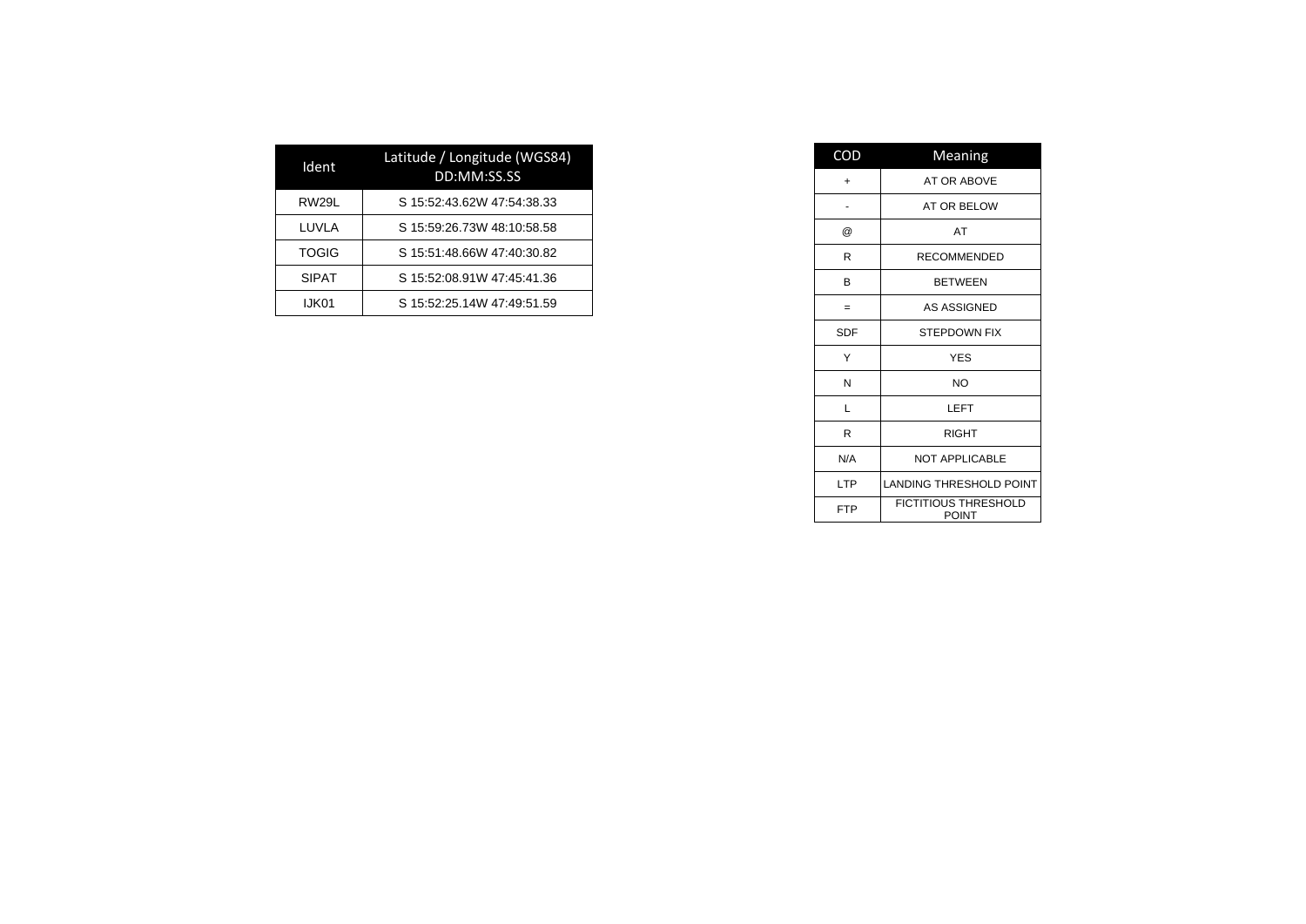| Ident | Latitude / Longitude (WGS84) DD:MM:SS.SS |
| --- | --- |
| RW29L | S 15:52:43.62W 47:54:38.33 |
| LUVLA | S 15:59:26.73W 48:10:58.58 |
| TOGIG | S 15:51:48.66W 47:40:30.82 |
| SIPAT | S 15:52:08.91W 47:45:41.36 |
| IJK01 | S 15:52:25.14W 47:49:51.59 |

| COD | Meaning |
| --- | --- |
| + | AT OR ABOVE |
| - | AT OR BELOW |
| @ | AT |
| R | RECOMMENDED |
| B | BETWEEN |
| = | AS ASSIGNED |
| SDF | STEPDOWN FIX |
| Y | YES |
| N | NO |
| L | LEFT |
| R | RIGHT |
| N/A | NOT APPLICABLE |
| LTP | LANDING THRESHOLD POINT |
| FTP | FICTITIOUS THRESHOLD POINT |